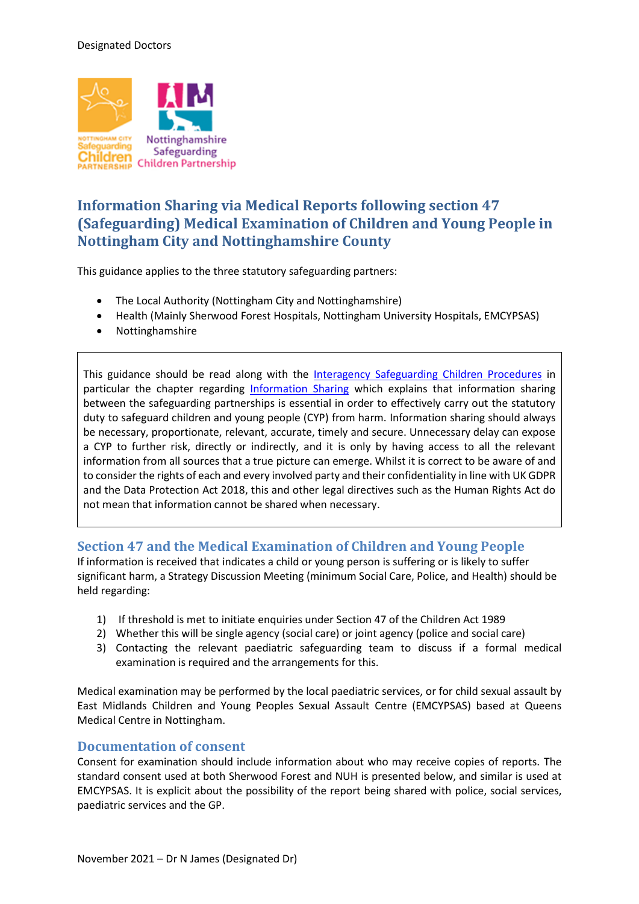# Information Sharing via Medical Reports following section 47 (Safeguarding) Medical Examination of Children and Young People in Nottingham City and Nottinghamshire County

This guidance applies to the three statutory safeguarding partners:

- The Local Authority (Nottingham City and Nottinghamshire)
- Health (Mainly Sherwood Forest Hospitals, Nottingham University Hospitals, EMCYPSAS)
- Nottinghamshire

> This guidance should be read along with the Interagency Safeguarding Children Procedures in particular the chapter regarding Information Sharing which explains that information sharing between the safeguarding partnerships is essential in order to effectively carry out the statutory duty to safeguard children and young people (CYP) from harm. Information sharing should always be necessary, proportionate, relevant, accurate, timely and secure. Unnecessary delay can expose a CYP to further risk, directly or indirectly, and it is only by having access to all the relevant information from all sources that a true picture can emerge. Whilst it is correct to be aware of and to consider the rights of each and every involved party and their confidentiality in line with UK GDPR and the Data Protection Act 2018, this and other legal directives such as the Human Rights Act do not mean that information cannot be shared when necessary.

## Section 47 and the Medical Examination of Children and Young People

If information is received that indicates a child or young person is suffering or is likely to suffer significant harm, a Strategy Discussion Meeting (minimum Social Care, Police, and Health) should be held regarding:

1) If threshold is met to initiate enquiries under Section 47 of the Children Act 1989
2) Whether this will be single agency (social care) or joint agency (police and social care)
3) Contacting the relevant paediatric safeguarding team to discuss if a formal medical examination is required and the arrangements for this.

Medical examination may be performed by the local paediatric services, or for child sexual assault by East Midlands Children and Young Peoples Sexual Assault Centre (EMCYPSAS) based at Queens Medical Centre in Nottingham.

## Documentation of consent

Consent for examination should include information about who may receive copies of reports. The standard consent used at both Sherwood Forest and NUH is presented below, and similar is used at EMCYPSAS. It is explicit about the possibility of the report being shared with police, social services, paediatric services and the GP.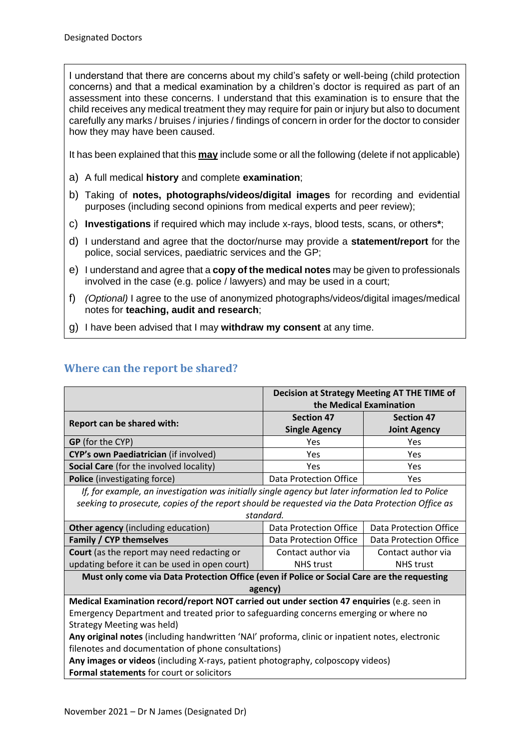I understand that there are concerns about my child's safety or well-being (child protection concerns) and that a medical examination by a children's doctor is required as part of an assessment into these concerns. I understand that this examination is to ensure that the child receives any medical treatment they may require for pain or injury but also to document carefully any marks / bruises / injuries / findings of concern in order for the doctor to consider how they may have been caused.

It has been explained that this **may** include some or all the following (delete if not applicable)

a) A full medical **history** and complete **examination**;

b) Taking of **notes, photographs/videos/digital images** for recording and evidential purposes (including second opinions from medical experts and peer review);

c) **Investigations** if required which may include x-rays, blood tests, scans, or others*;

d) I understand and agree that the doctor/nurse may provide a **statement/report** for the police, social services, paediatric services and the GP;

e) I understand and agree that a **copy of the medical notes** may be given to professionals involved in the case (e.g. police / lawyers) and may be used in a court;

f) *(Optional)* I agree to the use of anonymized photographs/videos/digital images/medical notes for **teaching, audit and research**;

g) I have been advised that I may **withdraw my consent** at any time.

## Where can the report be shared?

| | **Decision at Strategy Meeting AT THE TIME of the Medical Examination** | |
|---|---|---|
| **Report can be shared with:** | **Section 47 Single Agency** | **Section 47 Joint Agency** |
| **GP** (for the CYP) | Yes | Yes |
| **CYP's own Paediatrician** (if involved) | Yes | Yes |
| **Social Care** (for the involved locality) | Yes | Yes |
| **Police** (investigating force) | Data Protection Office | Yes |
| *If, for example, an investigation was initially single agency but later information led to Police seeking to prosecute, copies of the report should be requested via the Data Protection Office as standard.* | | |
| **Other agency** (including education) | Data Protection Office | Data Protection Office |
| **Family / CYP themselves** | Data Protection Office | Data Protection Office |
| **Court** (as the report may need redacting or updating before it can be used in open court) | Contact author via NHS trust | Contact author via NHS trust |
| **Must only come via Data Protection Office (even if Police or Social Care are the requesting agency)** | | |
| **Medical Examination record/report NOT carried out under section 47 enquiries** (e.g. seen in Emergency Department and treated prior to safeguarding concerns emerging or where no Strategy Meeting was held)<br>**Any original notes** (including handwritten 'NAI' proforma, clinic or inpatient notes, electronic filenotes and documentation of phone consultations)<br>**Any images or videos** (including X-rays, patient photography, colposcopy videos)<br>**Formal statements** for court or solicitors | | |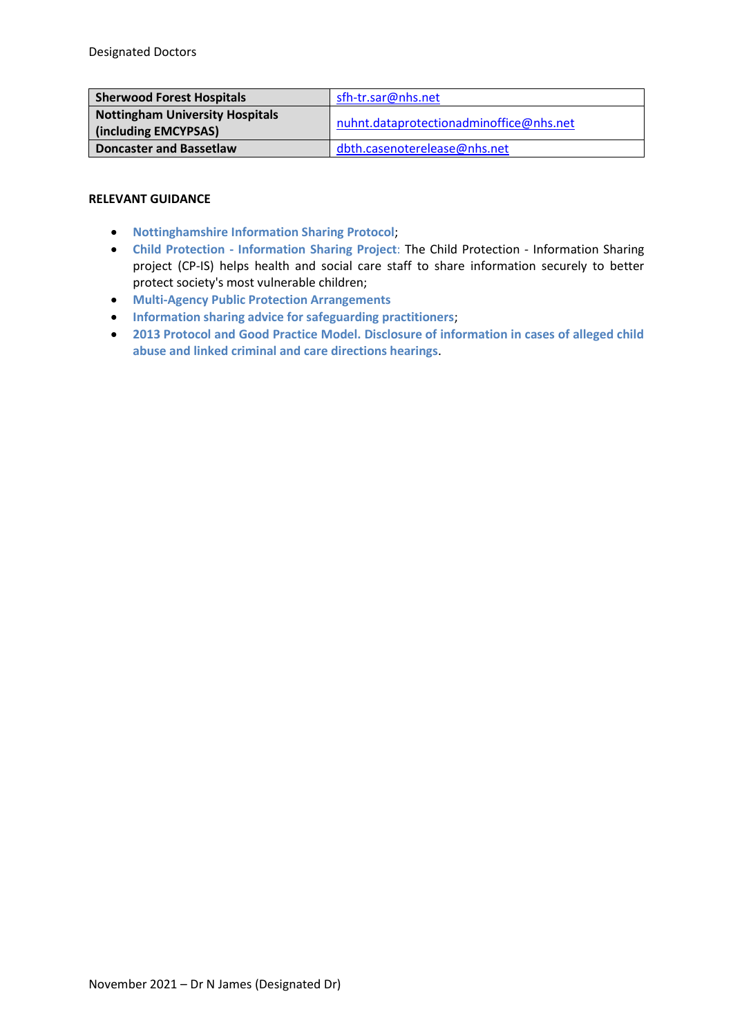Designated Doctors

| | |
|---|---|
| **Sherwood Forest Hospitals** | sfh-tr.sar@nhs.net |
| **Nottingham University Hospitals (including EMCYPSAS)** | nuhnt.dataprotectionadminoffice@nhs.net |
| **Doncaster and Bassetlaw** | dbth.casenoterelease@nhs.net |

**RELEVANT GUIDANCE**

- **Nottinghamshire Information Sharing Protocol**;
- **Child Protection - Information Sharing Project**: The Child Protection - Information Sharing project (CP-IS) helps health and social care staff to share information securely to better protect society's most vulnerable children;
- **Multi-Agency Public Protection Arrangements**
- **Information sharing advice for safeguarding practitioners**;
- **2013 Protocol and Good Practice Model. Disclosure of information in cases of alleged child abuse and linked criminal and care directions hearings**.

November 2021 – Dr N James (Designated Dr)